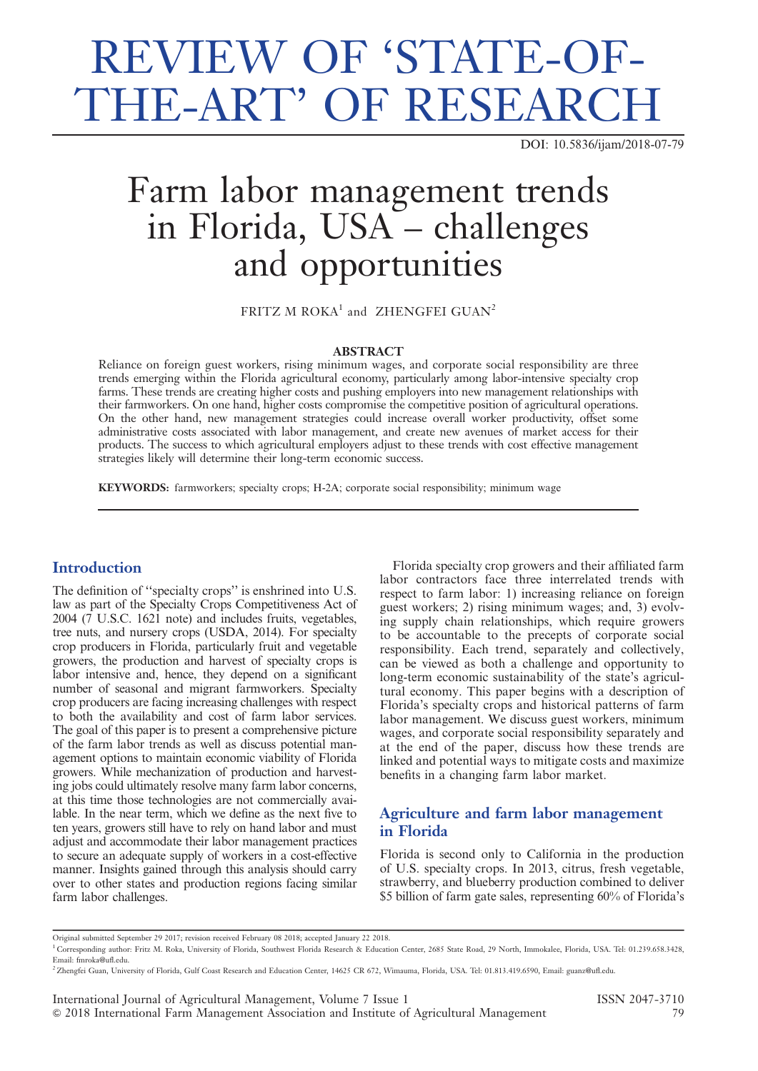# REVIEW OF 'STATE-OF-THE-ART' OF RESEARCH

DOI: 10.5836/ijam/2018-07-79

# Farm labor management trends in Florida, USA – challenges and opportunities

FRITZ M ROKA[1] and ZHENGFEI GUAN[2]

## ABSTRACT

Reliance on foreign guest workers, rising minimum wages, and corporate social responsibility are three trends emerging within the Florida agricultural economy, particularly among labor-intensive specialty crop farms. These trends are creating higher costs and pushing employers into new management relationships with their farmworkers. On one hand, higher costs compromise the competitive position of agricultural operations. On the other hand, new management strategies could increase overall worker productivity, offset some administrative costs associated with labor management, and create new avenues of market access for their products. The success to which agricultural employers adjust to these trends with cost effective management strategies likely will determine their long-term economic success.

**KEYWORDS:** farmworkers; specialty crops; H-2A; corporate social responsibility; minimum wage

## Introduction

The definition of "specialty crops" is enshrined into U.S. law as part of the Specialty Crops Competitiveness Act of 2004 (7 U.S.C. 1621 note) and includes fruits, vegetables, tree nuts, and nursery crops (USDA, 2014). For specialty crop producers in Florida, particularly fruit and vegetable growers, the production and harvest of specialty crops is labor intensive and, hence, they depend on a significant number of seasonal and migrant farmworkers. Specialty crop producers are facing increasing challenges with respect to both the availability and cost of farm labor services. The goal of this paper is to present a comprehensive picture of the farm labor trends as well as discuss potential management options to maintain economic viability of Florida growers. While mechanization of production and harvesting jobs could ultimately resolve many farm labor concerns, at this time those technologies are not commercially available. In the near term, which we define as the next five to ten years, growers still have to rely on hand labor and must adjust and accommodate their labor management practices to secure an adequate supply of workers in a cost-effective manner. Insights gained through this analysis should carry over to other states and production regions facing similar farm labor challenges.

Florida specialty crop growers and their affiliated farm labor contractors face three interrelated trends with respect to farm labor: 1) increasing reliance on foreign guest workers; 2) rising minimum wages; and, 3) evolving supply chain relationships, which require growers to be accountable to the precepts of corporate social responsibility. Each trend, separately and collectively, can be viewed as both a challenge and opportunity to long-term economic sustainability of the state's agricultural economy. This paper begins with a description of Florida's specialty crops and historical patterns of farm labor management. We discuss guest workers, minimum wages, and corporate social responsibility separately and at the end of the paper, discuss how these trends are linked and potential ways to mitigate costs and maximize benefits in a changing farm labor market.

## Agriculture and farm labor management in Florida

Florida is second only to California in the production of U.S. specialty crops. In 2013, citrus, fresh vegetable, strawberry, and blueberry production combined to deliver \$5 billion of farm gate sales, representing 60% of Florida's

---

Original submitted September 29 2017; revision received February 08 2018; accepted January 22 2018.

[1] Corresponding author: Fritz M. Roka, University of Florida, Southwest Florida Research & Education Center, 2685 State Road, 29 North, Immokalee, Florida, USA. Tel: 01.239.658.3428, Email: fmroka@ufl.edu.

[2] Zhengfei Guan, University of Florida, Gulf Coast Research and Education Center, 14625 CR 672, Wimauma, Florida, USA. Tel: 01.813.419.6590, Email: guanz@ufl.edu.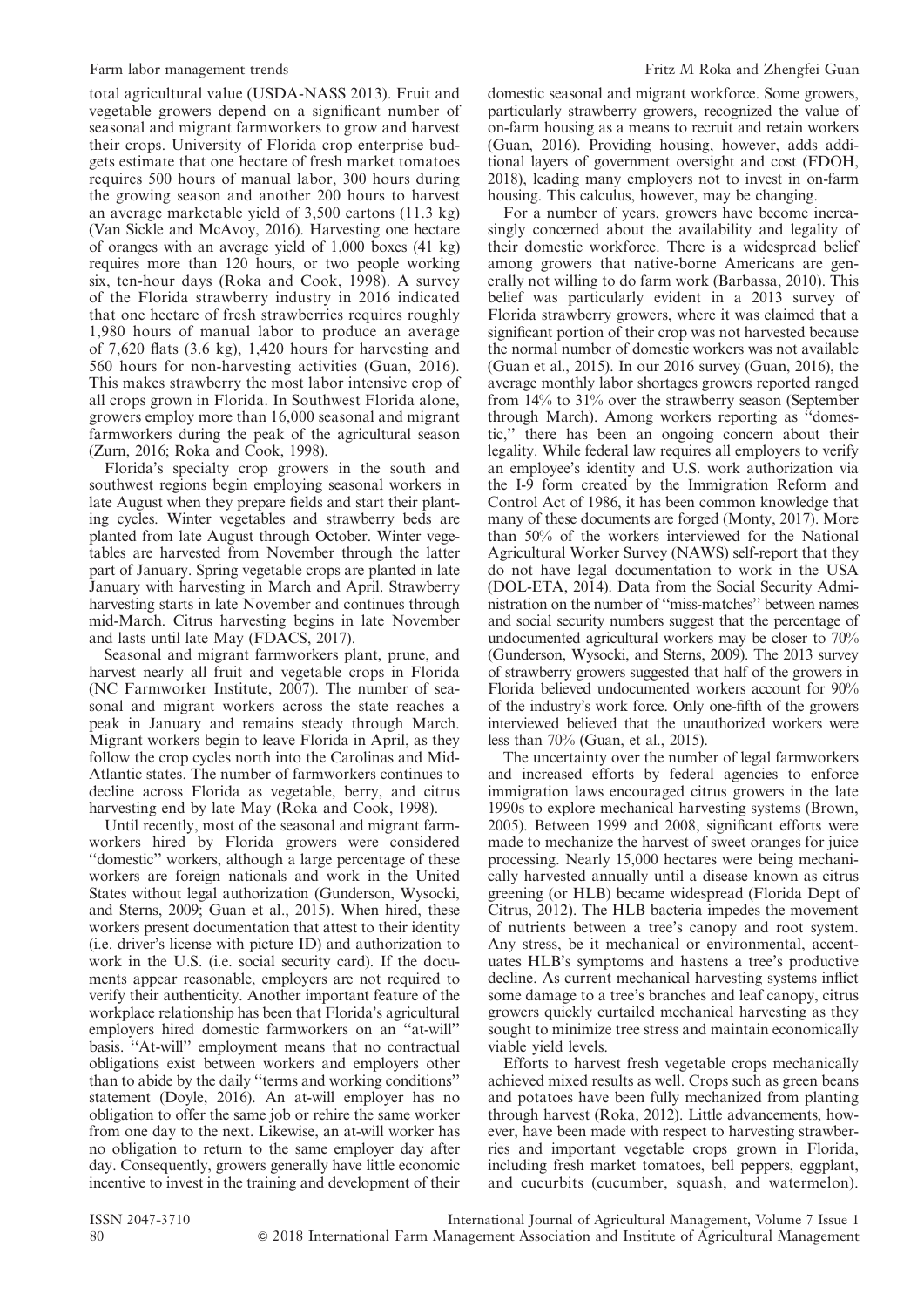total agricultural value (USDA-NASS 2013). Fruit and vegetable growers depend on a significant number of seasonal and migrant farmworkers to grow and harvest their crops. University of Florida crop enterprise budgets estimate that one hectare of fresh market tomatoes requires 500 hours of manual labor, 300 hours during the growing season and another 200 hours to harvest an average marketable yield of 3,500 cartons (11.3 kg) (Van Sickle and McAvoy, 2016). Harvesting one hectare of oranges with an average yield of 1,000 boxes (41 kg) requires more than 120 hours, or two people working six, ten-hour days (Roka and Cook, 1998). A survey of the Florida strawberry industry in 2016 indicated that one hectare of fresh strawberries requires roughly 1,980 hours of manual labor to produce an average of 7,620 flats (3.6 kg), 1,420 hours for harvesting and 560 hours for non-harvesting activities (Guan, 2016). This makes strawberry the most labor intensive crop of all crops grown in Florida. In Southwest Florida alone, growers employ more than 16,000 seasonal and migrant farmworkers during the peak of the agricultural season (Zurn, 2016; Roka and Cook, 1998).

Florida's specialty crop growers in the south and southwest regions begin employing seasonal workers in late August when they prepare fields and start their planting cycles. Winter vegetables and strawberry beds are planted from late August through October. Winter vegetables are harvested from November through the latter part of January. Spring vegetable crops are planted in late January with harvesting in March and April. Strawberry harvesting starts in late November and continues through mid-March. Citrus harvesting begins in late November and lasts until late May (FDACS, 2017).

Seasonal and migrant farmworkers plant, prune, and harvest nearly all fruit and vegetable crops in Florida (NC Farmworker Institute, 2007). The number of seasonal and migrant workers across the state reaches a peak in January and remains steady through March. Migrant workers begin to leave Florida in April, as they follow the crop cycles north into the Carolinas and Mid-Atlantic states. The number of farmworkers continues to decline across Florida as vegetable, berry, and citrus harvesting end by late May (Roka and Cook, 1998).

Until recently, most of the seasonal and migrant farmworkers hired by Florida growers were considered ''domestic'' workers, although a large percentage of these workers are foreign nationals and work in the United States without legal authorization (Gunderson, Wysocki, and Sterns, 2009; Guan et al., 2015). When hired, these workers present documentation that attest to their identity (i.e. driver's license with picture ID) and authorization to work in the U.S. (i.e. social security card). If the documents appear reasonable, employers are not required to verify their authenticity. Another important feature of the workplace relationship has been that Florida's agricultural employers hired domestic farmworkers on an ''at-will'' basis. ''At-will'' employment means that no contractual obligations exist between workers and employers other than to abide by the daily ''terms and working conditions'' statement (Doyle, 2016). An at-will employer has no obligation to offer the same job or rehire the same worker from one day to the next. Likewise, an at-will worker has no obligation to return to the same employer day after day. Consequently, growers generally have little economic incentive to invest in the training and development of their domestic seasonal and migrant workforce. Some growers, particularly strawberry growers, recognized the value of on-farm housing as a means to recruit and retain workers (Guan, 2016). Providing housing, however, adds additional layers of government oversight and cost (FDOH, 2018), leading many employers not to invest in on-farm housing. This calculus, however, may be changing.

For a number of years, growers have become increasingly concerned about the availability and legality of their domestic workforce. There is a widespread belief among growers that native-borne Americans are generally not willing to do farm work (Barbassa, 2010). This belief was particularly evident in a 2013 survey of Florida strawberry growers, where it was claimed that a significant portion of their crop was not harvested because the normal number of domestic workers was not available (Guan et al., 2015). In our 2016 survey (Guan, 2016), the average monthly labor shortages growers reported ranged from 14% to 31% over the strawberry season (September through March). Among workers reporting as ''domestic,'' there has been an ongoing concern about their legality. While federal law requires all employers to verify an employee's identity and U.S. work authorization via the I-9 form created by the Immigration Reform and Control Act of 1986, it has been common knowledge that many of these documents are forged (Monty, 2017). More than 50% of the workers interviewed for the National Agricultural Worker Survey (NAWS) self-report that they do not have legal documentation to work in the USA (DOL-ETA, 2014). Data from the Social Security Administration on the number of ''miss-matches'' between names and social security numbers suggest that the percentage of undocumented agricultural workers may be closer to 70% (Gunderson, Wysocki, and Sterns, 2009). The 2013 survey of strawberry growers suggested that half of the growers in Florida believed undocumented workers account for 90% of the industry's work force. Only one-fifth of the growers interviewed believed that the unauthorized workers were less than 70% (Guan, et al., 2015).

The uncertainty over the number of legal farmworkers and increased efforts by federal agencies to enforce immigration laws encouraged citrus growers in the late 1990s to explore mechanical harvesting systems (Brown, 2005). Between 1999 and 2008, significant efforts were made to mechanize the harvest of sweet oranges for juice processing. Nearly 15,000 hectares were being mechanically harvested annually until a disease known as citrus greening (or HLB) became widespread (Florida Dept of Citrus, 2012). The HLB bacteria impedes the movement of nutrients between a tree's canopy and root system. Any stress, be it mechanical or environmental, accentuates HLB's symptoms and hastens a tree's productive decline. As current mechanical harvesting systems inflict some damage to a tree's branches and leaf canopy, citrus growers quickly curtailed mechanical harvesting as they sought to minimize tree stress and maintain economically viable yield levels.

Efforts to harvest fresh vegetable crops mechanically achieved mixed results as well. Crops such as green beans and potatoes have been fully mechanized from planting through harvest (Roka, 2012). Little advancements, however, have been made with respect to harvesting strawberries and important vegetable crops grown in Florida, including fresh market tomatoes, bell peppers, eggplant, and cucurbits (cucumber, squash, and watermelon).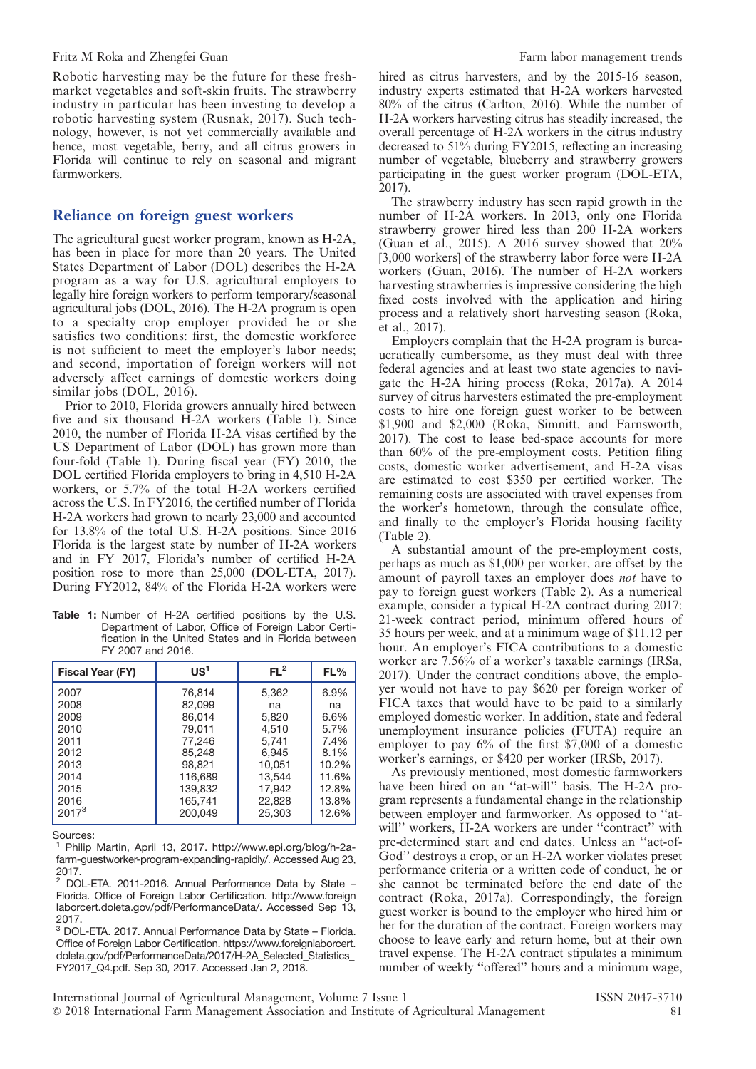Robotic harvesting may be the future for these fresh-market vegetables and soft-skin fruits. The strawberry industry in particular has been investing to develop a robotic harvesting system (Rusnak, 2017). Such technology, however, is not yet commercially available and hence, most vegetable, berry, and all citrus growers in Florida will continue to rely on seasonal and migrant farmworkers.

## Reliance on foreign guest workers

The agricultural guest worker program, known as H-2A, has been in place for more than 20 years. The United States Department of Labor (DOL) describes the H-2A program as a way for U.S. agricultural employers to legally hire foreign workers to perform temporary/seasonal agricultural jobs (DOL, 2016). The H-2A program is open to a specialty crop employer provided he or she satisfies two conditions: first, the domestic workforce is not sufficient to meet the employer's labor needs; and second, importation of foreign workers will not adversely affect earnings of domestic workers doing similar jobs (DOL, 2016).

Prior to 2010, Florida growers annually hired between five and six thousand H-2A workers (Table 1). Since 2010, the number of Florida H-2A visas certified by the US Department of Labor (DOL) has grown more than four-fold (Table 1). During fiscal year (FY) 2010, the DOL certified Florida employers to bring in 4,510 H-2A workers, or 5.7% of the total H-2A workers certified across the U.S. In FY2016, the certified number of Florida H-2A workers had grown to nearly 23,000 and accounted for 13.8% of the total U.S. H-2A positions. Since 2016 Florida is the largest state by number of H-2A workers and in FY 2017, Florida's number of certified H-2A position rose to more than 25,000 (DOL-ETA, 2017). During FY2012, 84% of the Florida H-2A workers were hired as citrus harvesters, and by the 2015-16 season, industry experts estimated that H-2A workers harvested 80% of the citrus (Carlton, 2016). While the number of H-2A workers harvesting citrus has steadily increased, the overall percentage of H-2A workers in the citrus industry decreased to 51% during FY2015, reflecting an increasing number of vegetable, blueberry and strawberry growers participating in the guest worker program (DOL-ETA, 2017).

**Table 1:** Number of H-2A certified positions by the U.S. Department of Labor, Office of Foreign Labor Certification in the United States and in Florida between FY 2007 and 2016.

| Fiscal Year (FY) | US[1] | FL[2] | FL% |
|---|---|---|---|
| 2007 | 76,814 | 5,362 | 6.9% |
| 2008 | 82,099 | na | na |
| 2009 | 86,014 | 5,820 | 6.6% |
| 2010 | 79,011 | 4,510 | 5.7% |
| 2011 | 77,246 | 5,741 | 7.4% |
| 2012 | 85,248 | 6,945 | 8.1% |
| 2013 | 98,821 | 10,051 | 10.2% |
| 2014 | 116,689 | 13,544 | 11.6% |
| 2015 | 139,832 | 17,942 | 12.8% |
| 2016 | 165,741 | 22,828 | 13.8% |
| 2017[3] | 200,049 | 25,303 | 12.6% |

Sources:
[1] Philip Martin, April 13, 2017. http://www.epi.org/blog/h-2a-farm-guestworker-program-expanding-rapidly/. Accessed Aug 23, 2017.
[2] DOL-ETA. 2011-2016. Annual Performance Data by State – Florida. Office of Foreign Labor Certification. http://www.foreignlaborcert.doleta.gov/pdf/PerformanceData/. Accessed Sep 13, 2017.
[3] DOL-ETA. 2017. Annual Performance Data by State – Florida. Office of Foreign Labor Certification. https://www.foreignlaborcert.doleta.gov/pdf/PerformanceData/2017/H-2A_Selected_Statistics_FY2017_Q4.pdf. Sep 30, 2017. Accessed Jan 2, 2018.

The strawberry industry has seen rapid growth in the number of H-2A workers. In 2013, only one Florida strawberry grower hired less than 200 H-2A workers (Guan et al., 2015). A 2016 survey showed that 20% [3,000 workers] of the strawberry labor force were H-2A workers (Guan, 2016). The number of H-2A workers harvesting strawberries is impressive considering the high fixed costs involved with the application and hiring process and a relatively short harvesting season (Roka, et al., 2017).

Employers complain that the H-2A program is bureaucratically cumbersome, as they must deal with three federal agencies and at least two state agencies to navigate the H-2A hiring process (Roka, 2017a). A 2014 survey of citrus harvesters estimated the pre-employment costs to hire one foreign guest worker to be between \$1,900 and \$2,000 (Roka, Simnitt, and Farnsworth, 2017). The cost to lease bed-space accounts for more than 60% of the pre-employment costs. Petition filing costs, domestic worker advertisement, and H-2A visas are estimated to cost \$350 per certified worker. The remaining costs are associated with travel expenses from the worker's hometown, through the consulate office, and finally to the employer's Florida housing facility (Table 2).

A substantial amount of the pre-employment costs, perhaps as much as \$1,000 per worker, are offset by the amount of payroll taxes an employer does *not* have to pay to foreign guest workers (Table 2). As a numerical example, consider a typical H-2A contract during 2017: 21-week contract period, minimum offered hours of 35 hours per week, and at a minimum wage of \$11.12 per hour. An employer's FICA contributions to a domestic worker are 7.56% of a worker's taxable earnings (IRSa, 2017). Under the contract conditions above, the employer would not have to pay \$620 per foreign worker of FICA taxes that would have to be paid to a similarly employed domestic worker. In addition, state and federal unemployment insurance policies (FUTA) require an employer to pay 6% of the first \$7,000 of a domestic worker's earnings, or \$420 per worker (IRSb, 2017).

As previously mentioned, most domestic farmworkers have been hired on an "at-will" basis. The H-2A program represents a fundamental change in the relationship between employer and farmworker. As opposed to "at-will" workers, H-2A workers are under "contract" with pre-determined start and end dates. Unless an "act-of-God" destroys a crop, or an H-2A worker violates preset performance criteria or a written code of conduct, he or she cannot be terminated before the end date of the contract (Roka, 2017a). Correspondingly, the foreign guest worker is bound to the employer who hired him or her for the duration of the contract. Foreign workers may choose to leave early and return home, but at their own travel expense. The H-2A contract stipulates a minimum number of weekly "offered" hours and a minimum wage,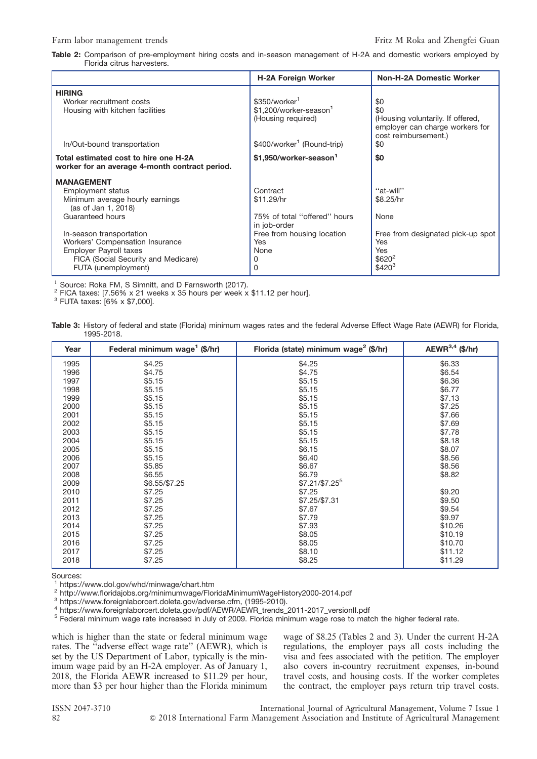**Table 2:** Comparison of pre-employment hiring costs and in-season management of H-2A and domestic workers employed by Florida citrus harvesters.

| | H-2A Foreign Worker | Non-H-2A Domestic Worker |
|---|---|---|
| **HIRING** | | |
| Worker recruitment costs | $350/worker[1] | $0 |
| Housing with kitchen facilities | $1,200/worker-season[1] (Housing required) | $0 (Housing voluntarily. If offered, employer can charge workers for cost reimbursement.) |
| In/Out-bound transportation | $400/worker[1] (Round-trip) | $0 |
| **Total estimated cost to hire one H-2A worker for an average 4-month contract period.** | **$1,950/worker-season[1]** | **$0** |
| **MANAGEMENT** | | |
| Employment status | Contract | "at-will" |
| Minimum average hourly earnings (as of Jan 1, 2018) | $11.29/hr | $8.25/hr |
| Guaranteed hours | 75% of total "offered" hours in job-order | None |
| In-season transportation | Free from housing location | Free from designated pick-up spot |
| Workers' Compensation Insurance | Yes | Yes |
| Employer Payroll taxes | None | Yes |
| FICA (Social Security and Medicare) | 0 | $620[2] |
| FUTA (unemployment) | 0 | $420[3] |

[1] Source: Roka FM, S Simnitt, and D Farnsworth (2017).
[2] FICA taxes: [7.56% x 21 weeks x 35 hours per week x $11.12 per hour].
[3] FUTA taxes: [6% x $7,000].

**Table 3:** History of federal and state (Florida) minimum wages rates and the federal Adverse Effect Wage Rate (AEWR) for Florida, 1995-2018.

| Year | Federal minimum wage[1] ($/hr) | Florida (state) minimum wage[2] ($/hr) | AEWR[3,4] ($/hr) |
|---|---|---|---|
| 1995 | $4.25 | $4.25 | $6.33 |
| 1996 | $4.75 | $4.75 | $6.54 |
| 1997 | $5.15 | $5.15 | $6.36 |
| 1998 | $5.15 | $5.15 | $6.77 |
| 1999 | $5.15 | $5.15 | $7.13 |
| 2000 | $5.15 | $5.15 | $7.25 |
| 2001 | $5.15 | $5.15 | $7.66 |
| 2002 | $5.15 | $5.15 | $7.69 |
| 2003 | $5.15 | $5.15 | $7.78 |
| 2004 | $5.15 | $5.15 | $8.18 |
| 2005 | $5.15 | $6.15 | $8.07 |
| 2006 | $5.15 | $6.40 | $8.56 |
| 2007 | $5.85 | $6.67 | $8.56 |
| 2008 | $6.55 | $6.79 | $8.82 |
| 2009 | $6.55/$7.25 | $7.21/$7.25[5] | |
| 2010 | $7.25 | $7.25 | $9.20 |
| 2011 | $7.25 | $7.25/$7.31 | $9.50 |
| 2012 | $7.25 | $7.67 | $9.54 |
| 2013 | $7.25 | $7.79 | $9.97 |
| 2014 | $7.25 | $7.93 | $10.26 |
| 2015 | $7.25 | $8.05 | $10.19 |
| 2016 | $7.25 | $8.05 | $10.70 |
| 2017 | $7.25 | $8.10 | $11.12 |
| 2018 | $7.25 | $8.25 | $11.29 |

Sources:
[1] https://www.dol.gov/whd/minwage/chart.htm
[2] http://www.floridajobs.org/minimumwage/FloridaMinimumWageHistory2000-2014.pdf
[3] https://www.foreignlaborcert.doleta.gov/adverse.cfm, (1995-2010).
[4] https://www.foreignlaborcert.doleta.gov/pdf/AEWR/AEWR_trends_2011-2017_versionII.pdf
[5] Federal minimum wage rate increased in July of 2009. Florida minimum wage rose to match the higher federal rate.

which is higher than the state or federal minimum wage rates. The "adverse effect wage rate" (AEWR), which is set by the US Department of Labor, typically is the minimum wage paid by an H-2A employer. As of January 1, 2018, the Florida AEWR increased to $11.29 per hour, more than $3 per hour higher than the Florida minimum wage of $8.25 (Tables 2 and 3). Under the current H-2A regulations, the employer pays all costs including the visa and fees associated with the petition. The employer also covers in-country recruitment expenses, in-bound travel costs, and housing costs. If the worker completes the contract, the employer pays return trip travel costs.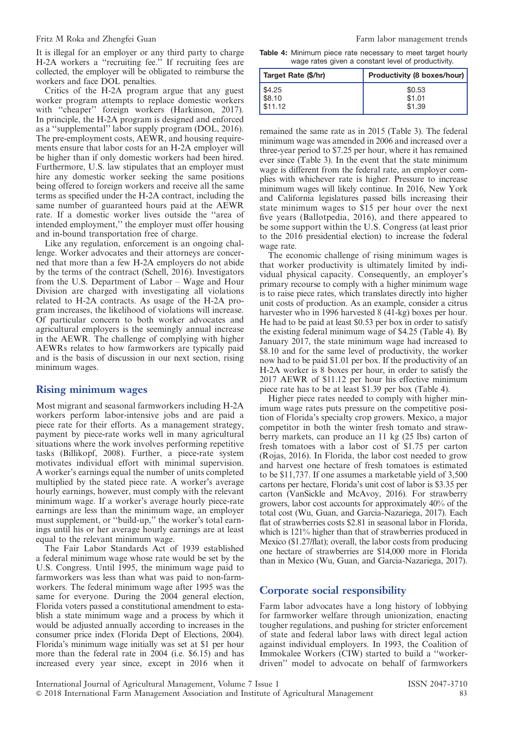It is illegal for an employer or any third party to charge H-2A workers a "recruiting fee." If recruiting fees are collected, the employer will be obligated to reimburse the workers and face DOL penalties.

Critics of the H-2A program argue that any guest worker program attempts to replace domestic workers with "cheaper" foreign workers (Harkinson, 2017). In principle, the H-2A program is designed and enforced as a "supplemental" labor supply program (DOL, 2016). The pre-employment costs, AEWR, and housing requirements ensure that labor costs for an H-2A employer will be higher than if only domestic workers had been hired. Furthermore, U.S. law stipulates that an employer must hire any domestic worker seeking the same positions being offered to foreign workers and receive all the same terms as specified under the H-2A contract, including the same number of guaranteed hours paid at the AEWR rate. If a domestic worker lives outside the "area of intended employment," the employer must offer housing and in-bound transportation free of charge.

Like any regulation, enforcement is an ongoing challenge. Worker advocates and their attorneys are concerned that more than a few H-2A employers do not abide by the terms of the contract (Schell, 2016). Investigators from the U.S. Department of Labor – Wage and Hour Division are charged with investigating all violations related to H-2A contracts. As usage of the H-2A program increases, the likelihood of violations will increase. Of particular concern to both worker advocates and agricultural employers is the seemingly annual increase in the AEWR. The challenge of complying with higher AEWRs relates to how farmworkers are typically paid and is the basis of discussion in our next section, rising minimum wages.

## Rising minimum wages

Most migrant and seasonal farmworkers including H-2A workers perform labor-intensive jobs and are paid a piece rate for their efforts. As a management strategy, payment by piece-rate works well in many agricultural situations where the work involves performing repetitive tasks (Billikopf, 2008). Further, a piece-rate system motivates individual effort with minimal supervision. A worker's earnings equal the number of units completed multiplied by the stated piece rate. A worker's average hourly earnings, however, must comply with the relevant minimum wage. If a worker's average hourly piece-rate earnings are less than the minimum wage, an employer must supplement, or "build-up," the worker's total earnings until his or her average hourly earnings are at least equal to the relevant minimum wage.

The Fair Labor Standards Act of 1939 established a federal minimum wage whose rate would be set by the U.S. Congress. Until 1995, the minimum wage paid to farmworkers was less than what was paid to non-farmworkers. The federal minimum wage after 1995 was the same for everyone. During the 2004 general election, Florida voters passed a constitutional amendment to establish a state minimum wage and a process by which it would be adjusted annually according to increases in the consumer price index (Florida Dept of Elections, 2004). Florida's minimum wage initially was set at $1 per hour more than the federal rate in 2004 (i.e. $6.15) and has increased every year since, except in 2016 when it remained the same rate as in 2015 (Table 3). The federal minimum wage was amended in 2006 and increased over a three-year period to $7.25 per hour, where it has remained ever since (Table 3). In the event that the state minimum wage is different from the federal rate, an employer complies with whichever rate is higher. Pressure to increase minimum wages will likely continue. In 2016, New York and California legislatures passed bills increasing their state minimum wages to $15 per hour over the next five years (Ballotpedia, 2016), and there appeared to be some support within the U.S. Congress (at least prior to the 2016 presidential election) to increase the federal wage rate.

**Table 4:** Minimum piece rate necessary to meet target hourly wage rates given a constant level of productivity.

| Target Rate ($/hr) | Productivity (8 boxes/hour) |
|---|---|
| $4.25 | $0.53 |
| $8.10 | $1.01 |
| $11.12 | $1.39 |

The economic challenge of rising minimum wages is that worker productivity is ultimately limited by individual physical capacity. Consequently, an employer's primary recourse to comply with a higher minimum wage is to raise piece rates, which translates directly into higher unit costs of production. As an example, consider a citrus harvester who in 1996 harvested 8 (41-kg) boxes per hour. He had to be paid at least $0.53 per box in order to satisfy the existing federal minimum wage of $4.25 (Table 4). By January 2017, the state minimum wage had increased to $8.10 and for the same level of productivity, the worker now had to be paid $1.01 per box. If the productivity of an H-2A worker is 8 boxes per hour, in order to satisfy the 2017 AEWR of $11.12 per hour his effective minimum piece rate has to be at least $1.39 per box (Table 4).

Higher piece rates needed to comply with higher minimum wage rates puts pressure on the competitive position of Florida's specialty crop growers. Mexico, a major competitor in both the winter fresh tomato and strawberry markets, can produce an 11 kg (25 lbs) carton of fresh tomatoes with a labor cost of $1.75 per carton (Rojas, 2016). In Florida, the labor cost needed to grow and harvest one hectare of fresh tomatoes is estimated to be $11,737. If one assumes a marketable yield of 3,500 cartons per hectare, Florida's unit cost of labor is $3.35 per carton (VanSickle and McAvoy, 2016). For strawberry growers, labor cost accounts for approximately 40% of the total cost (Wu, Guan, and Garcia-Nazariega, 2017). Each flat of strawberries costs $2.81 in seasonal labor in Florida, which is 121% higher than that of strawberries produced in Mexico ($1.27/flat); overall, the labor costs from producing one hectare of strawberries are $14,000 more in Florida than in Mexico (Wu, Guan, and Garcia-Nazariega, 2017).

## Corporate social responsibility

Farm labor advocates have a long history of lobbying for farmworker welfare through unionization, enacting tougher regulations, and pushing for stricter enforcement of state and federal labor laws with direct legal action against individual employers. In 1993, the Coalition of Immokalee Workers (CIW) started to build a "worker-driven" model to advocate on behalf of farmworkers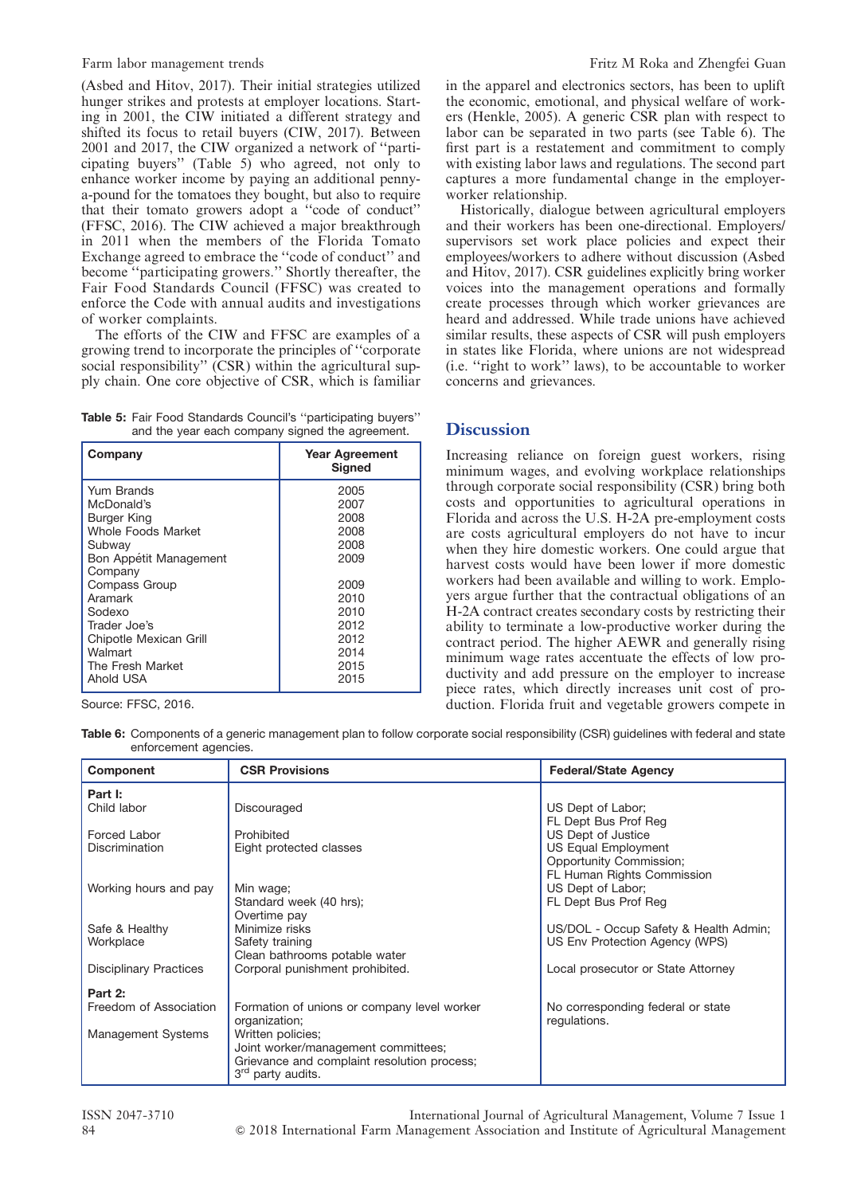(Asbed and Hitov, 2017). Their initial strategies utilized hunger strikes and protests at employer locations. Starting in 2001, the CIW initiated a different strategy and shifted its focus to retail buyers (CIW, 2017). Between 2001 and 2017, the CIW organized a network of ''participating buyers'' (Table 5) who agreed, not only to enhance worker income by paying an additional penny-a-pound for the tomatoes they bought, but also to require that their tomato growers adopt a ''code of conduct'' (FFSC, 2016). The CIW achieved a major breakthrough in 2011 when the members of the Florida Tomato Exchange agreed to embrace the ''code of conduct'' and become ''participating growers.'' Shortly thereafter, the Fair Food Standards Council (FFSC) was created to enforce the Code with annual audits and investigations of worker complaints.

The efforts of the CIW and FFSC are examples of a growing trend to incorporate the principles of ''corporate social responsibility'' (CSR) within the agricultural supply chain. One core objective of CSR, which is familiar in the apparel and electronics sectors, has been to uplift the economic, emotional, and physical welfare of workers (Henkle, 2005). A generic CSR plan with respect to labor can be separated in two parts (see Table 6). The first part is a restatement and commitment to comply with existing labor laws and regulations. The second part captures a more fundamental change in the employer-worker relationship.

Historically, dialogue between agricultural employers and their workers has been one-directional. Employers/supervisors set work place policies and expect their employees/workers to adhere without discussion (Asbed and Hitov, 2017). CSR guidelines explicitly bring worker voices into the management operations and formally create processes through which worker grievances are heard and addressed. While trade unions have achieved similar results, these aspects of CSR will push employers in states like Florida, where unions are not widespread (i.e. ''right to work'' laws), to be accountable to worker concerns and grievances.

**Table 5:** Fair Food Standards Council's ''participating buyers'' and the year each company signed the agreement.

| Company | Year Agreement Signed |
|---|---|
| Yum Brands | 2005 |
| McDonald's | 2007 |
| Burger King | 2008 |
| Whole Foods Market | 2008 |
| Subway | 2008 |
| Bon Appétit Management Company | 2009 |
| Compass Group | 2009 |
| Aramark | 2010 |
| Sodexo | 2010 |
| Trader Joe's | 2012 |
| Chipotle Mexican Grill | 2012 |
| Walmart | 2014 |
| The Fresh Market | 2015 |
| Ahold USA | 2015 |

Source: FFSC, 2016.

## Discussion

Increasing reliance on foreign guest workers, rising minimum wages, and evolving workplace relationships through corporate social responsibility (CSR) bring both costs and opportunities to agricultural operations in Florida and across the U.S. H-2A pre-employment costs are costs agricultural employers do not have to incur when they hire domestic workers. One could argue that harvest costs would have been lower if more domestic workers had been available and willing to work. Employers argue further that the contractual obligations of an H-2A contract creates secondary costs by restricting their ability to terminate a low-productive worker during the contract period. The higher AEWR and generally rising minimum wage rates accentuate the effects of low productivity and add pressure on the employer to increase piece rates, which directly increases unit cost of production. Florida fruit and vegetable growers compete in

**Table 6:** Components of a generic management plan to follow corporate social responsibility (CSR) guidelines with federal and state enforcement agencies.

| Component | CSR Provisions | Federal/State Agency |
|---|---|---|
| **Part I:** | | |
| Child labor | Discouraged | US Dept of Labor; FL Dept Bus Prof Reg |
| Forced Labor | Prohibited | US Dept of Justice |
| Discrimination | Eight protected classes | US Equal Employment Opportunity Commission; FL Human Rights Commission |
| Working hours and pay | Min wage; Standard week (40 hrs); Overtime pay | US Dept of Labor; FL Dept Bus Prof Reg |
| Safe & Healthy Workplace | Minimize risks; Safety training; Clean bathrooms potable water | US/DOL - Occup Safety & Health Admin; US Env Protection Agency (WPS) |
| Disciplinary Practices | Corporal punishment prohibited. | Local prosecutor or State Attorney |
| **Part 2:** | | |
| Freedom of Association | Formation of unions or company level worker organization; | No corresponding federal or state regulations. |
| Management Systems | Written policies; Joint worker/management committees; Grievance and complaint resolution process; 3rd party audits. | |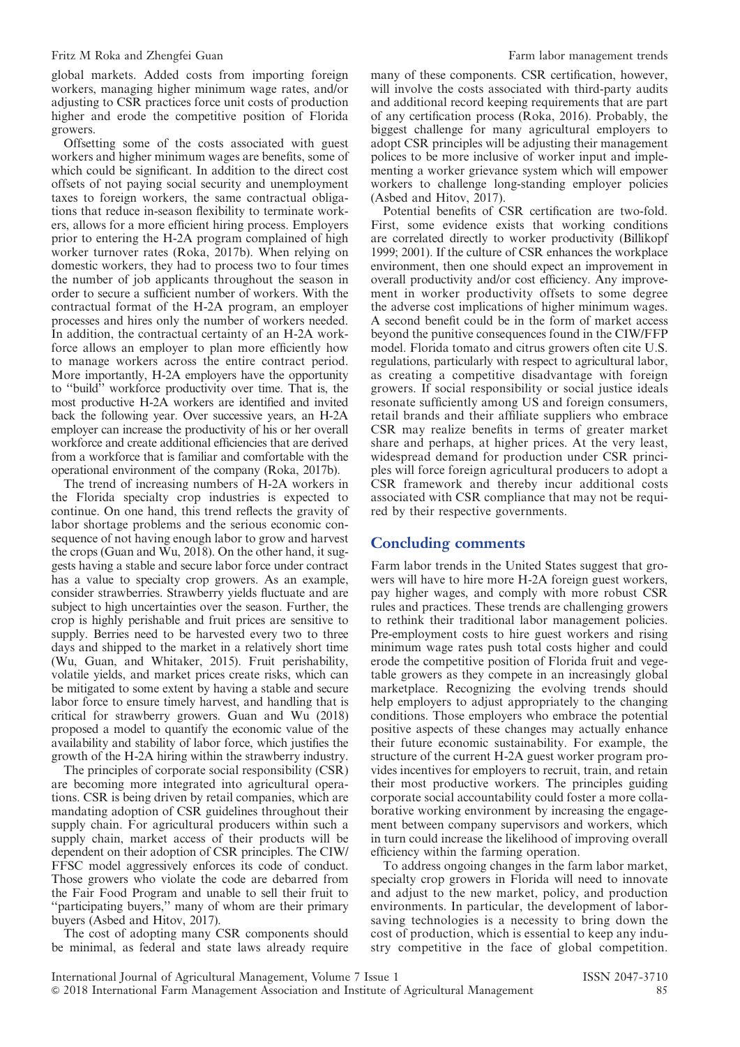global markets. Added costs from importing foreign workers, managing higher minimum wage rates, and/or adjusting to CSR practices force unit costs of production higher and erode the competitive position of Florida growers.

Offsetting some of the costs associated with guest workers and higher minimum wages are benefits, some of which could be significant. In addition to the direct cost offsets of not paying social security and unemployment taxes to foreign workers, the same contractual obligations that reduce in-season flexibility to terminate workers, allows for a more efficient hiring process. Employers prior to entering the H-2A program complained of high worker turnover rates (Roka, 2017b). When relying on domestic workers, they had to process two to four times the number of job applicants throughout the season in order to secure a sufficient number of workers. With the contractual format of the H-2A program, an employer processes and hires only the number of workers needed. In addition, the contractual certainty of an H-2A workforce allows an employer to plan more efficiently how to manage workers across the entire contract period. More importantly, H-2A employers have the opportunity to "build" workforce productivity over time. That is, the most productive H-2A workers are identified and invited back the following year. Over successive years, an H-2A employer can increase the productivity of his or her overall workforce and create additional efficiencies that are derived from a workforce that is familiar and comfortable with the operational environment of the company (Roka, 2017b).

The trend of increasing numbers of H-2A workers in the Florida specialty crop industries is expected to continue. On one hand, this trend reflects the gravity of labor shortage problems and the serious economic consequence of not having enough labor to grow and harvest the crops (Guan and Wu, 2018). On the other hand, it suggests having a stable and secure labor force under contract has a value to specialty crop growers. As an example, consider strawberries. Strawberry yields fluctuate and are subject to high uncertainties over the season. Further, the crop is highly perishable and fruit prices are sensitive to supply. Berries need to be harvested every two to three days and shipped to the market in a relatively short time (Wu, Guan, and Whitaker, 2015). Fruit perishability, volatile yields, and market prices create risks, which can be mitigated to some extent by having a stable and secure labor force to ensure timely harvest, and handling that is critical for strawberry growers. Guan and Wu (2018) proposed a model to quantify the economic value of the availability and stability of labor force, which justifies the growth of the H-2A hiring within the strawberry industry.

The principles of corporate social responsibility (CSR) are becoming more integrated into agricultural operations. CSR is being driven by retail companies, which are mandating adoption of CSR guidelines throughout their supply chain. For agricultural producers within such a supply chain, market access of their products will be dependent on their adoption of CSR principles. The CIW/FFSC model aggressively enforces its code of conduct. Those growers who violate the code are debarred from the Fair Food Program and unable to sell their fruit to "participating buyers," many of whom are their primary buyers (Asbed and Hitov, 2017).

The cost of adopting many CSR components should be minimal, as federal and state laws already require many of these components. CSR certification, however, will involve the costs associated with third-party audits and additional record keeping requirements that are part of any certification process (Roka, 2016). Probably, the biggest challenge for many agricultural employers to adopt CSR principles will be adjusting their management polices to be more inclusive of worker input and implementing a worker grievance system which will empower workers to challenge long-standing employer policies (Asbed and Hitov, 2017).

Potential benefits of CSR certification are two-fold. First, some evidence exists that working conditions are correlated directly to worker productivity (Billikopf 1999; 2001). If the culture of CSR enhances the workplace environment, then one should expect an improvement in overall productivity and/or cost efficiency. Any improvement in worker productivity offsets to some degree the adverse cost implications of higher minimum wages. A second benefit could be in the form of market access beyond the punitive consequences found in the CIW/FFP model. Florida tomato and citrus growers often cite U.S. regulations, particularly with respect to agricultural labor, as creating a competitive disadvantage with foreign growers. If social responsibility or social justice ideals resonate sufficiently among US and foreign consumers, retail brands and their affiliate suppliers who embrace CSR may realize benefits in terms of greater market share and perhaps, at higher prices. At the very least, widespread demand for production under CSR principles will force foreign agricultural producers to adopt a CSR framework and thereby incur additional costs associated with CSR compliance that may not be required by their respective governments.

## Concluding comments

Farm labor trends in the United States suggest that growers will have to hire more H-2A foreign guest workers, pay higher wages, and comply with more robust CSR rules and practices. These trends are challenging growers to rethink their traditional labor management policies. Pre-employment costs to hire guest workers and rising minimum wage rates push total costs higher and could erode the competitive position of Florida fruit and vegetable growers as they compete in an increasingly global marketplace. Recognizing the evolving trends should help employers to adjust appropriately to the changing conditions. Those employers who embrace the potential positive aspects of these changes may actually enhance their future economic sustainability. For example, the structure of the current H-2A guest worker program provides incentives for employers to recruit, train, and retain their most productive workers. The principles guiding corporate social accountability could foster a more collaborative working environment by increasing the engagement between company supervisors and workers, which in turn could increase the likelihood of improving overall efficiency within the farming operation.

To address ongoing changes in the farm labor market, specialty crop growers in Florida will need to innovate and adjust to the new market, policy, and production environments. In particular, the development of labor-saving technologies is a necessity to bring down the cost of production, which is essential to keep any industry competitive in the face of global competition.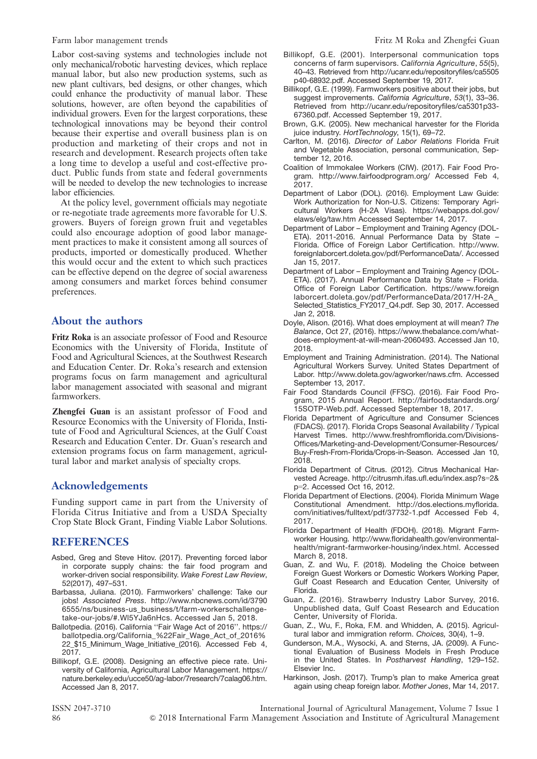Labor cost-saving systems and technologies include not only mechanical/robotic harvesting devices, which replace manual labor, but also new production systems, such as new plant cultivars, bed designs, or other changes, which could enhance the productivity of manual labor. These solutions, however, are often beyond the capabilities of individual growers. Even for the largest corporations, these technological innovations may be beyond their control because their expertise and overall business plan is on production and marketing of their crops and not in research and development. Research projects often take a long time to develop a useful and cost-effective product. Public funds from state and federal governments will be needed to develop the new technologies to increase labor efficiencies.

At the policy level, government officials may negotiate or re-negotiate trade agreements more favorable for U.S. growers. Buyers of foreign grown fruit and vegetables could also encourage adoption of good labor management practices to make it consistent among all sources of products, imported or domestically produced. Whether this would occur and the extent to which such practices can be effective depend on the degree of social awareness among consumers and market forces behind consumer preferences.

## About the authors

**Fritz Roka** is an associate professor of Food and Resource Economics with the University of Florida, Institute of Food and Agricultural Sciences, at the Southwest Research and Education Center. Dr. Roka's research and extension programs focus on farm management and agricultural labor management associated with seasonal and migrant farmworkers.

**Zhengfei Guan** is an assistant professor of Food and Resource Economics with the University of Florida, Institute of Food and Agricultural Sciences, at the Gulf Coast Research and Education Center. Dr. Guan's research and extension programs focus on farm management, agricultural labor and market analysis of specialty crops.

## Acknowledgements

Funding support came in part from the University of Florida Citrus Initiative and from a USDA Specialty Crop State Block Grant, Finding Viable Labor Solutions.

## REFERENCES

Asbed, Greg and Steve Hitov. (2017). Preventing forced labor in corporate supply chains: the fair food program and worker-driven social responsibility. *Wake Forest Law Review*, 52(2017), 497–531.

Barbassa, Juliana. (2010). Farmworkers' challenge: Take our jobs! *Associated Press*. http://www.nbcnews.com/id/37906555/ns/business-us_business/t/farm-workerschallenge-take-our-jobs/#.Wl5YJa6nHcs. Accessed Jan 5, 2018.

Ballotpedia. (2016). California ''Fair Wage Act of 2016''. https://ballotpedia.org/California_%22Fair_Wage_Act_of_2016%22_$15_Minimum_Wage_Initiative_(2016). Accessed Feb 4, 2017.

Billikopf, G.E. (2008). Designing an effective piece rate. University of California, Agricultural Labor Management. https://nature.berkeley.edu/ucce50/ag-labor/7research/7calag06.htm. Accessed Jan 8, 2017.

Billikopf, G.E. (2001). Interpersonal communication tops concerns of farm supervisors. *California Agriculture*, *55*(5), 40–43. Retrieved from http://ucanr.edu/repositoryfiles/ca5505p40-68932.pdf. Accessed September 19, 2017.

Billikopf, G.E. (1999). Farmworkers positive about their jobs, but suggest improvements. *California Agriculture*, *53*(1), 33–36. Retrieved from http://ucanr.edu/repositoryfiles/ca5301p33-67360.pdf. Accessed September 19, 2017.

Brown, G.K. (2005). New mechanical harvester for the Florida juice industry. *HortTechnology*, 15(1), 69–72.

Carlton, M. (2016). *Director of Labor Relations* Florida Fruit and Vegetable Association, personal communication, September 12, 2016.

Coalition of Immokalee Workers (CIW). (2017). Fair Food Program. http://www.fairfoodprogram.org/ Accessed Feb 4, 2017.

Department of Labor (DOL). (2016). Employment Law Guide: Work Authorization for Non-U.S. Citizens: Temporary Agricultural Workers (H-2A Visas). https://webapps.dol.gov/elaws/elg/taw.htm Accessed September 14, 2017.

Department of Labor – Employment and Training Agency (DOL-ETA). 2011-2016. Annual Performance Data by State – Florida. Office of Foreign Labor Certification. http://www.foreignlaborcert.doleta.gov/pdf/PerformanceData/. Accessed Jan 15, 2017.

Department of Labor – Employment and Training Agency (DOL-ETA). (2017). Annual Performance Data by State – Florida. Office of Foreign Labor Certification. https://www.foreignlaborcert.doleta.gov/pdf/PerformanceData/2017/H-2A_Selected_Statistics_FY2017_Q4.pdf. Sep 30, 2017. Accessed Jan 2, 2018.

Doyle, Alison. (2016). What does employment at will mean? *The Balance*, Oct 27, (2016). https://www.thebalance.com/what-does-employment-at-will-mean-2060493. Accessed Jan 10, 2018.

Employment and Training Administration. (2014). The National Agricultural Workers Survey. United States Department of Labor. http://www.doleta.gov/agworker/naws.cfm. Accessed September 13, 2017.

Fair Food Standards Council (FFSC). (2016). Fair Food Program, 2015 Annual Report. http://fairfoodstandards.org/15SOTP-Web.pdf. Accessed September 18, 2017.

Florida Department of Agriculture and Consumer Sciences (FDACS). (2017). Florida Crops Seasonal Availability / Typical Harvest Times. http://www.freshfromflorida.com/Divisions-Offices/Marketing-and-Development/Consumer-Resources/Buy-Fresh-From-Florida/Crops-in-Season. Accessed Jan 10, 2018.

Florida Department of Citrus. (2012). Citrus Mechanical Harvested Acreage. http://citrusmh.ifas.ufl.edu/index.asp?s=2&p=2. Accessed Oct 16, 2012.

Florida Department of Elections. (2004). Florida Minimum Wage Constitutional Amendment. http://dos.elections.myflorida.com/initiatives/fulltext/pdf/37732-1.pdf Accessed Feb 4, 2017.

Florida Department of Health (FDOH). (2018). Migrant Farmworker Housing. http://www.floridahealth.gov/environmental-health/migrant-farmworker-housing/index.html. Accessed March 8, 2018.

Guan, Z. and Wu, F. (2018). Modeling the Choice between Foreign Guest Workers or Domestic Workers Working Paper, Gulf Coast Research and Education Center, University of Florida.

Guan, Z. (2016). Strawberry Industry Labor Survey, 2016. Unpublished data, Gulf Coast Research and Education Center, University of Florida.

Guan, Z., Wu, F., Roka, F.M. and Whidden, A. (2015). Agricultural labor and immigration reform. *Choices,* 30(4), 1–9.

Gunderson, M.A., Wysocki, A. and Sterns, JA. (2009). A Functional Evaluation of Business Models in Fresh Produce in the United States. In *Postharvest Handling*, 129–152. Elsevier Inc.

Harkinson, Josh. (2017). Trump's plan to make America great again using cheap foreign labor. *Mother Jones*, Mar 14, 2017.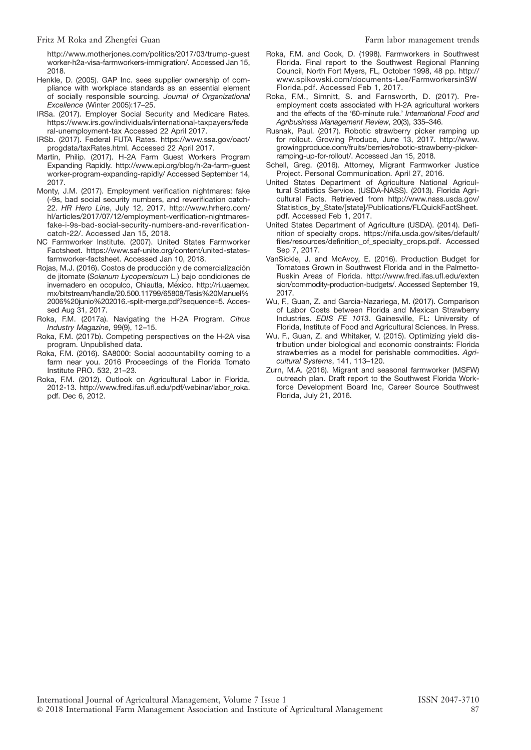http://www.motherjones.com/politics/2017/03/trump-guest worker-h2a-visa-farmworkers-immigration/. Accessed Jan 15, 2018.

Henkle, D. (2005). GAP Inc. sees supplier ownership of compliance with workplace standards as an essential element of socially responsible sourcing. *Journal of Organizational Excellence* (Winter 2005):17–25.

IRSa. (2017). Employer Social Security and Medicare Rates. https://www.irs.gov/individuals/international-taxpayers/federal-unemployment-tax Accessed 22 April 2017.

IRSb. (2017). Federal FUTA Rates. https://www.ssa.gov/oact/progdata/taxRates.html. Accessed 22 April 2017.

Martin, Philip. (2017). H-2A Farm Guest Workers Program Expanding Rapidly. http://www.epi.org/blog/h-2a-farm-guest worker-program-expanding-rapidly/ Accessed September 14, 2017.

Monty, J.M. (2017). Employment verification nightmares: fake (-9s, bad social security numbers, and reverification catch-22. *HR Hero Line*, July 12, 2017. http://www.hrhero.com/hl/articles/2017/07/12/employment-verification-nightmares-fake-i-9s-bad-social-security-numbers-and-reverification-catch-22/. Accessed Jan 15, 2018.

NC Farmworker Institute. (2007). United States Farmworker Factsheet. https://www.saf-unite.org/content/united-states-farmworker-factsheet. Accessed Jan 10, 2018.

Rojas, M.J. (2016). Costos de producción y de comercialización de jitomate (*Solanum Lycopersicum* L.) bajo condiciones de invernadero en ocopulco, Chiautla, México. http://ri.uaemex.mx/bitstream/handle/20.500.11799/65808/Tesis%20Manuel%2006%20junio%202016.-split-merge.pdf?sequence=5. Accessed Aug 31, 2017.

Roka, F.M. (2017a). Navigating the H-2A Program. *Citrus Industry Magazine,* 99(9), 12–15.

Roka, F.M. (2017b). Competing perspectives on the H-2A visa program. Unpublished data.

Roka, F.M. (2016). SA8000: Social accountability coming to a farm near you. 2016 Proceedings of the Florida Tomato Institute PRO. 532, 21–23.

Roka, F.M. (2012). Outlook on Agricultural Labor in Florida, 2012-13. http://www.fred.ifas.ufl.edu/pdf/webinar/labor_roka.pdf. Dec 6, 2012.

Roka, F.M. and Cook, D. (1998). Farmworkers in Southwest Florida. Final report to the Southwest Regional Planning Council, North Fort Myers, FL, October 1998, 48 pp. http://www.spikowski.com/documents-Lee/FarmworkersinSW Florida.pdf. Accessed Feb 1, 2017.

Roka, F.M., Simnitt, S. and Farnsworth, D. (2017). Pre-employment costs associated with H-2A agricultural workers and the effects of the '60-minute rule.' *International Food and Agribusiness Management Review*, 20(3), 335–346.

Rusnak, Paul. (2017). Robotic strawberry picker ramping up for rollout. Growing Produce, June 13, 2017. http://www.growingproduce.com/fruits/berries/robotic-strawberry-picker-ramping-up-for-rollout/. Accessed Jan 15, 2018.

Schell, Greg. (2016). Attorney, Migrant Farmworker Justice Project. Personal Communication. April 27, 2016.

United States Department of Agriculture National Agricultural Statistics Service. (USDA-NASS). (2013). Florida Agricultural Facts. Retrieved from http://www.nass.usda.gov/Statistics_by_State/[state]/Publications/FLQuickFactSheet.pdf. Accessed Feb 1, 2017.

United States Department of Agriculture (USDA). (2014). Definition of specialty crops. https://nifa.usda.gov/sites/default/files/resources/definition_of_specialty_crops.pdf. Accessed Sep 7, 2017.

VanSickle, J. and McAvoy, E. (2016). Production Budget for Tomatoes Grown in Southwest Florida and in the Palmetto-Ruskin Areas of Florida. http://www.fred.ifas.ufl.edu/extension/commodity-production-budgets/. Accessed September 19, 2017.

Wu, F., Guan, Z. and Garcia-Nazariega, M. (2017). Comparison of Labor Costs between Florida and Mexican Strawberry Industries. *EDIS FE 1013*. Gainesville, FL: University of Florida, Institute of Food and Agricultural Sciences. In Press.

Wu, F., Guan, Z. and Whitaker, V. (2015). Optimizing yield distribution under biological and economic constraints: Florida strawberries as a model for perishable commodities. *Agricultural Systems*, 141, 113–120.

Zurn, M.A. (2016). Migrant and seasonal farmworker (MSFW) outreach plan. Draft report to the Southwest Florida Workforce Development Board Inc, Career Source Southwest Florida, July 21, 2016.